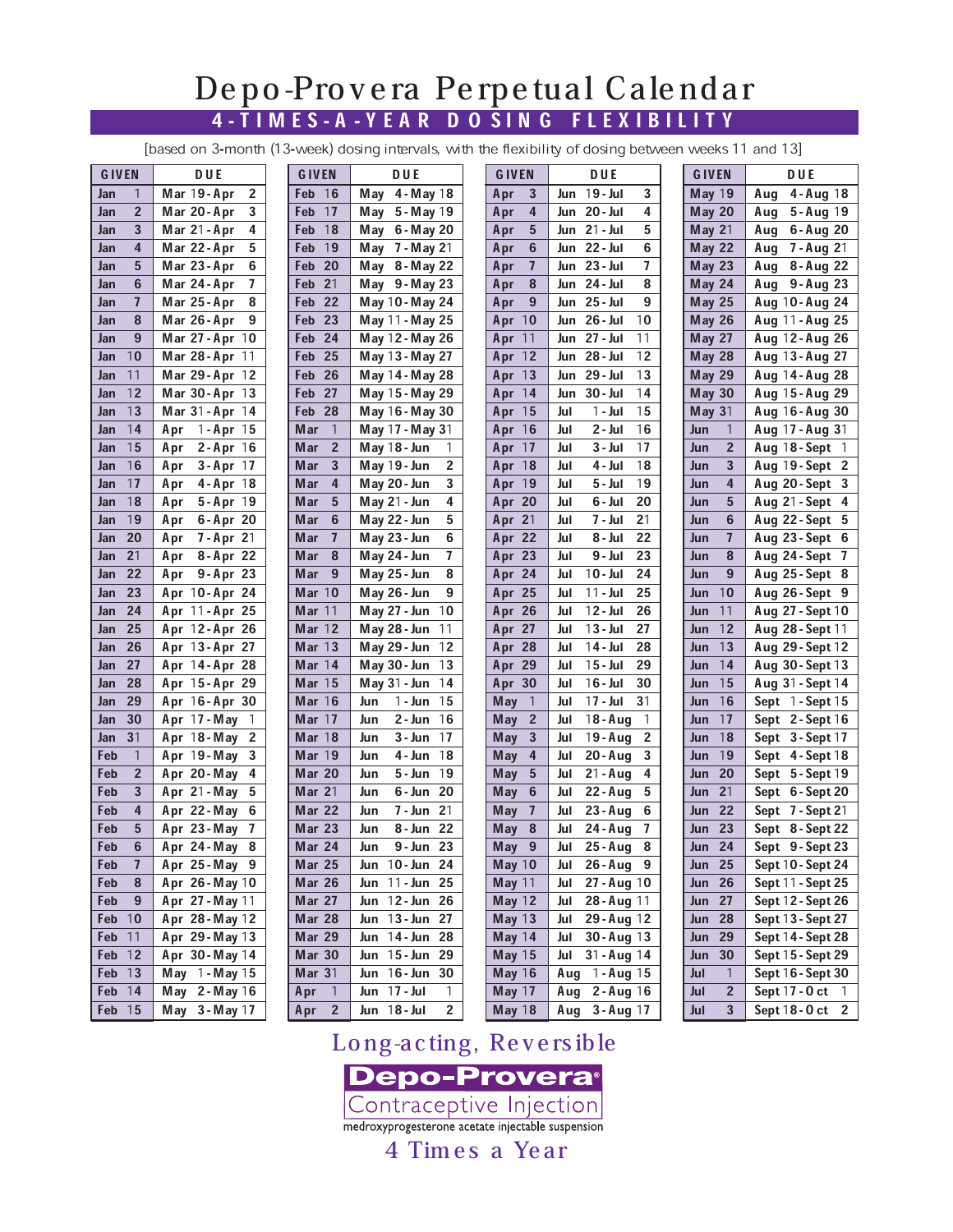# Depo-Provera Perpetual Calendar

## 4-TIMES-A-YEAR DOSING FLEXIBILITY

[based on 3-month (13-week) dosing intervals, with the flexibility of dosing between weeks 11 and 13]

| GIVEN | DUE |
|---|---|
| Jan 1 | Mar 19 - Apr 2 |
| Jan 2 | Mar 20 - Apr 3 |
| Jan 3 | Mar 21 - Apr 4 |
| Jan 4 | Mar 22 - Apr 5 |
| Jan 5 | Mar 23 - Apr 6 |
| Jan 6 | Mar 24 - Apr 7 |
| Jan 7 | Mar 25 - Apr 8 |
| Jan 8 | Mar 26 - Apr 9 |
| Jan 9 | Mar 27 - Apr 10 |
| Jan 10 | Mar 28 - Apr 11 |
| Jan 11 | Mar 29 - Apr 12 |
| Jan 12 | Mar 30 - Apr 13 |
| Jan 13 | Mar 31 - Apr 14 |
| Jan 14 | Apr 1 - Apr 15 |
| Jan 15 | Apr 2 - Apr 16 |
| Jan 16 | Apr 3 - Apr 17 |
| Jan 17 | Apr 4 - Apr 18 |
| Jan 18 | Apr 5 - Apr 19 |
| Jan 19 | Apr 6 - Apr 20 |
| Jan 20 | Apr 7 - Apr 21 |
| Jan 21 | Apr 8 - Apr 22 |
| Jan 22 | Apr 9 - Apr 23 |
| Jan 23 | Apr 10 - Apr 24 |
| Jan 24 | Apr 11 - Apr 25 |
| Jan 25 | Apr 12 - Apr 26 |
| Jan 26 | Apr 13 - Apr 27 |
| Jan 27 | Apr 14 - Apr 28 |
| Jan 28 | Apr 15 - Apr 29 |
| Jan 29 | Apr 16 - Apr 30 |
| Jan 30 | Apr 17 - May 1 |
| Jan 31 | Apr 18 - May 2 |
| Feb 1 | Apr 19 - May 3 |
| Feb 2 | Apr 20 - May 4 |
| Feb 3 | Apr 21 - May 5 |
| Feb 4 | Apr 22 - May 6 |
| Feb 5 | Apr 23 - May 7 |
| Feb 6 | Apr 24 - May 8 |
| Feb 7 | Apr 25 - May 9 |
| Feb 8 | Apr 26 - May 10 |
| Feb 9 | Apr 27 - May 11 |
| Feb 10 | Apr 28 - May 12 |
| Feb 11 | Apr 29 - May 13 |
| Feb 12 | Apr 30 - May 14 |
| Feb 13 | May 1 - May 15 |
| Feb 14 | May 2 - May 16 |
| Feb 15 | May 3 - May 17 |
| Feb 16 | May 4 - May 18 |
| Feb 17 | May 5 - May 19 |
| Feb 18 | May 6 - May 20 |
| Feb 19 | May 7 - May 21 |
| Feb 20 | May 8 - May 22 |
| Feb 21 | May 9 - May 23 |
| Feb 22 | May 10 - May 24 |
| Feb 23 | May 11 - May 25 |
| Feb 24 | May 12 - May 26 |
| Feb 25 | May 13 - May 27 |
| Feb 26 | May 14 - May 28 |
| Feb 27 | May 15 - May 29 |
| Feb 28 | May 16 - May 30 |
| Mar 1 | May 17 - May 31 |
| Mar 2 | May 18 - Jun 1 |
| Mar 3 | May 19 - Jun 2 |
| Mar 4 | May 20 - Jun 3 |
| Mar 5 | May 21 - Jun 4 |
| Mar 6 | May 22 - Jun 5 |
| Mar 7 | May 23 - Jun 6 |
| Mar 8 | May 24 - Jun 7 |
| Mar 9 | May 25 - Jun 8 |
| Mar 10 | May 26 - Jun 9 |
| Mar 11 | May 27 - Jun 10 |
| Mar 12 | May 28 - Jun 11 |
| Mar 13 | May 29 - Jun 12 |
| Mar 14 | May 30 - Jun 13 |
| Mar 15 | May 31 - Jun 14 |
| Mar 16 | Jun 1 - Jun 15 |
| Mar 17 | Jun 2 - Jun 16 |
| Mar 18 | Jun 3 - Jun 17 |
| Mar 19 | Jun 4 - Jun 18 |
| Mar 20 | Jun 5 - Jun 19 |
| Mar 21 | Jun 6 - Jun 20 |
| Mar 22 | Jun 7 - Jun 21 |
| Mar 23 | Jun 8 - Jun 22 |
| Mar 24 | Jun 9 - Jun 23 |
| Mar 25 | Jun 10 - Jun 24 |
| Mar 26 | Jun 11 - Jun 25 |
| Mar 27 | Jun 12 - Jun 26 |
| Mar 28 | Jun 13 - Jun 27 |
| Mar 29 | Jun 14 - Jun 28 |
| Mar 30 | Jun 15 - Jun 29 |
| Mar 31 | Jun 16 - Jun 30 |
| Apr 1 | Jun 17 - Jul 1 |
| Apr 2 | Jun 18 - Jul 2 |
| Apr 3 | Jun 19 - Jul 3 |
| Apr 4 | Jun 20 - Jul 4 |
| Apr 5 | Jun 21 - Jul 5 |
| Apr 6 | Jun 22 - Jul 6 |
| Apr 7 | Jun 23 - Jul 7 |
| Apr 8 | Jun 24 - Jul 8 |
| Apr 9 | Jun 25 - Jul 9 |
| Apr 10 | Jun 26 - Jul 10 |
| Apr 11 | Jun 27 - Jul 11 |
| Apr 12 | Jun 28 - Jul 12 |
| Apr 13 | Jun 29 - Jul 13 |
| Apr 14 | Jun 30 - Jul 14 |
| Apr 15 | Jul 1 - Jul 15 |
| Apr 16 | Jul 2 - Jul 16 |
| Apr 17 | Jul 3 - Jul 17 |
| Apr 18 | Jul 4 - Jul 18 |
| Apr 19 | Jul 5 - Jul 19 |
| Apr 20 | Jul 6 - Jul 20 |
| Apr 21 | Jul 7 - Jul 21 |
| Apr 22 | Jul 8 - Jul 22 |
| Apr 23 | Jul 9 - Jul 23 |
| Apr 24 | Jul 10 - Jul 24 |
| Apr 25 | Jul 11 - Jul 25 |
| Apr 26 | Jul 12 - Jul 26 |
| Apr 27 | Jul 13 - Jul 27 |
| Apr 28 | Jul 14 - Jul 28 |
| Apr 29 | Jul 15 - Jul 29 |
| Apr 30 | Jul 16 - Jul 30 |
| May 1 | Jul 17 - Jul 31 |
| May 2 | Jul 18 - Aug 1 |
| May 3 | Jul 19 - Aug 2 |
| May 4 | Jul 20 - Aug 3 |
| May 5 | Jul 21 - Aug 4 |
| May 6 | Jul 22 - Aug 5 |
| May 7 | Jul 23 - Aug 6 |
| May 8 | Jul 24 - Aug 7 |
| May 9 | Jul 25 - Aug 8 |
| May 10 | Jul 26 - Aug 9 |
| May 11 | Jul 27 - Aug 10 |
| May 12 | Jul 28 - Aug 11 |
| May 13 | Jul 29 - Aug 12 |
| May 14 | Jul 30 - Aug 13 |
| May 15 | Jul 31 - Aug 14 |
| May 16 | Aug 1 - Aug 15 |
| May 17 | Aug 2 - Aug 16 |
| May 18 | Aug 3 - Aug 17 |
| May 19 | Aug 4 - Aug 18 |
| May 20 | Aug 5 - Aug 19 |
| May 21 | Aug 6 - Aug 20 |
| May 22 | Aug 7 - Aug 21 |
| May 23 | Aug 8 - Aug 22 |
| May 24 | Aug 9 - Aug 23 |
| May 25 | Aug 10 - Aug 24 |
| May 26 | Aug 11 - Aug 25 |
| May 27 | Aug 12 - Aug 26 |
| May 28 | Aug 13 - Aug 27 |
| May 29 | Aug 14 - Aug 28 |
| May 30 | Aug 15 - Aug 29 |
| May 31 | Aug 16 - Aug 30 |
| Jun 1 | Aug 17 - Aug 31 |
| Jun 2 | Aug 18 - Sept 1 |
| Jun 3 | Aug 19 - Sept 2 |
| Jun 4 | Aug 20 - Sept 3 |
| Jun 5 | Aug 21 - Sept 4 |
| Jun 6 | Aug 22 - Sept 5 |
| Jun 7 | Aug 23 - Sept 6 |
| Jun 8 | Aug 24 - Sept 7 |
| Jun 9 | Aug 25 - Sept 8 |
| Jun 10 | Aug 26 - Sept 9 |
| Jun 11 | Aug 27 - Sept 10 |
| Jun 12 | Aug 28 - Sept 11 |
| Jun 13 | Aug 29 - Sept 12 |
| Jun 14 | Aug 30 - Sept 13 |
| Jun 15 | Aug 31 - Sept 14 |
| Jun 16 | Sept 1 - Sept 15 |
| Jun 17 | Sept 2 - Sept 16 |
| Jun 18 | Sept 3 - Sept 17 |
| Jun 19 | Sept 4 - Sept 18 |
| Jun 20 | Sept 5 - Sept 19 |
| Jun 21 | Sept 6 - Sept 20 |
| Jun 22 | Sept 7 - Sept 21 |
| Jun 23 | Sept 8 - Sept 22 |
| Jun 24 | Sept 9 - Sept 23 |
| Jun 25 | Sept 10 - Sept 24 |
| Jun 26 | Sept 11 - Sept 25 |
| Jun 27 | Sept 12 - Sept 26 |
| Jun 28 | Sept 13 - Sept 27 |
| Jun 29 | Sept 14 - Sept 28 |
| Jun 30 | Sept 15 - Sept 29 |
| Jul 1 | Sept 16 - Sept 30 |
| Jul 2 | Sept 17 - Oct 1 |
| Jul 3 | Sept 18 - Oct 2 |

Long-acting, Reversible

**Depo-Provera®**

Contraceptive Injection

medroxyprogesterone acetate injectable suspension

4 Times a Year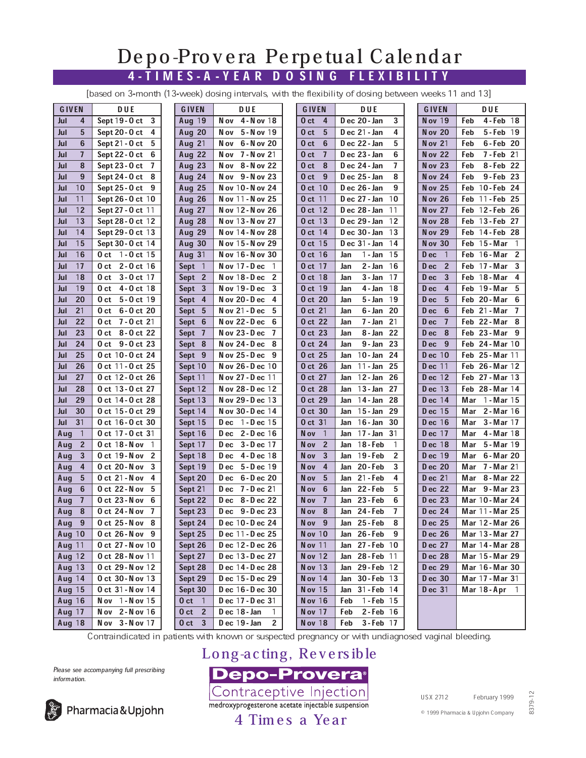# Depo-Provera Perpetual Calendar

## 4-TIMES-A-YEAR DOSING FLEXIBILITY

[based on 3-month (13-week) dosing intervals, with the flexibility of dosing between weeks 11 and 13]

| GIVEN | DUE |
|---|---|
| Jul 4 | Sept 19 - Oct 3 |
| Jul 5 | Sept 20 - Oct 4 |
| Jul 6 | Sept 21 - Oct 5 |
| Jul 7 | Sept 22 - Oct 6 |
| Jul 8 | Sept 23 - Oct 7 |
| Jul 9 | Sept 24 - Oct 8 |
| Jul 10 | Sept 25 - Oct 9 |
| Jul 11 | Sept 26 - Oct 10 |
| Jul 12 | Sept 27 - Oct 11 |
| Jul 13 | Sept 28 - Oct 12 |
| Jul 14 | Sept 29 - Oct 13 |
| Jul 15 | Sept 30 - Oct 14 |
| Jul 16 | Oct 1 - Oct 15 |
| Jul 17 | Oct 2 - Oct 16 |
| Jul 18 | Oct 3 - Oct 17 |
| Jul 19 | Oct 4 - Oct 18 |
| Jul 20 | Oct 5 - Oct 19 |
| Jul 21 | Oct 6 - Oct 20 |
| Jul 22 | Oct 7 - Oct 21 |
| Jul 23 | Oct 8 - Oct 22 |
| Jul 24 | Oct 9 - Oct 23 |
| Jul 25 | Oct 10 - Oct 24 |
| Jul 26 | Oct 11 - Oct 25 |
| Jul 27 | Oct 12 - Oct 26 |
| Jul 28 | Oct 13 - Oct 27 |
| Jul 29 | Oct 14 - Oct 28 |
| Jul 30 | Oct 15 - Oct 29 |
| Jul 31 | Oct 16 - Oct 30 |
| Aug 1 | Oct 17 - Oct 31 |
| Aug 2 | Oct 18 - Nov 1 |
| Aug 3 | Oct 19 - Nov 2 |
| Aug 4 | Oct 20 - Nov 3 |
| Aug 5 | Oct 21 - Nov 4 |
| Aug 6 | Oct 22 - Nov 5 |
| Aug 7 | Oct 23 - Nov 6 |
| Aug 8 | Oct 24 - Nov 7 |
| Aug 9 | Oct 25 - Nov 8 |
| Aug 10 | Oct 26 - Nov 9 |
| Aug 11 | Oct 27 - Nov 10 |
| Aug 12 | Oct 28 - Nov 11 |
| Aug 13 | Oct 29 - Nov 12 |
| Aug 14 | Oct 30 - Nov 13 |
| Aug 15 | Oct 31 - Nov 14 |
| Aug 16 | Nov 1 - Nov 15 |
| Aug 17 | Nov 2 - Nov 16 |
| Aug 18 | Nov 3 - Nov 17 |

| GIVEN | DUE |
|---|---|
| Aug 19 | Nov 4 - Nov 18 |
| Aug 20 | Nov 5 - Nov 19 |
| Aug 21 | Nov 6 - Nov 20 |
| Aug 22 | Nov 7 - Nov 21 |
| Aug 23 | Nov 8 - Nov 22 |
| Aug 24 | Nov 9 - Nov 23 |
| Aug 25 | Nov 10 - Nov 24 |
| Aug 26 | Nov 11 - Nov 25 |
| Aug 27 | Nov 12 - Nov 26 |
| Aug 28 | Nov 13 - Nov 27 |
| Aug 29 | Nov 14 - Nov 28 |
| Aug 30 | Nov 15 - Nov 29 |
| Aug 31 | Nov 16 - Nov 30 |
| Sept 1 | Nov 17 - Dec 1 |
| Sept 2 | Nov 18 - Dec 2 |
| Sept 3 | Nov 19 - Dec 3 |
| Sept 4 | Nov 20 - Dec 4 |
| Sept 5 | Nov 21 - Dec 5 |
| Sept 6 | Nov 22 - Dec 6 |
| Sept 7 | Nov 23 - Dec 7 |
| Sept 8 | Nov 24 - Dec 8 |
| Sept 9 | Nov 25 - Dec 9 |
| Sept 10 | Nov 26 - Dec 10 |
| Sept 11 | Nov 27 - Dec 11 |
| Sept 12 | Nov 28 - Dec 12 |
| Sept 13 | Nov 29 - Dec 13 |
| Sept 14 | Nov 30 - Dec 14 |
| Sept 15 | Dec 1 - Dec 15 |
| Sept 16 | Dec 2 - Dec 16 |
| Sept 17 | Dec 3 - Dec 17 |
| Sept 18 | Dec 4 - Dec 18 |
| Sept 19 | Dec 5 - Dec 19 |
| Sept 20 | Dec 6 - Dec 20 |
| Sept 21 | Dec 7 - Dec 21 |
| Sept 22 | Dec 8 - Dec 22 |
| Sept 23 | Dec 9 - Dec 23 |
| Sept 24 | Dec 10 - Dec 24 |
| Sept 25 | Dec 11 - Dec 25 |
| Sept 26 | Dec 12 - Dec 26 |
| Sept 27 | Dec 13 - Dec 27 |
| Sept 28 | Dec 14 - Dec 28 |
| Sept 29 | Dec 15 - Dec 29 |
| Sept 30 | Dec 16 - Dec 30 |
| Oct 1 | Dec 17 - Dec 31 |
| Oct 2 | Dec 18 - Jan 1 |
| Oct 3 | Dec 19 - Jan 2 |

| GIVEN | DUE |
|---|---|
| Oct 4 | Dec 20 - Jan 3 |
| Oct 5 | Dec 21 - Jan 4 |
| Oct 6 | Dec 22 - Jan 5 |
| Oct 7 | Dec 23 - Jan 6 |
| Oct 8 | Dec 24 - Jan 7 |
| Oct 9 | Dec 25 - Jan 8 |
| Oct 10 | Dec 26 - Jan 9 |
| Oct 11 | Dec 27 - Jan 10 |
| Oct 12 | Dec 28 - Jan 11 |
| Oct 13 | Dec 29 - Jan 12 |
| Oct 14 | Dec 30 - Jan 13 |
| Oct 15 | Dec 31 - Jan 14 |
| Oct 16 | Jan 1 - Jan 15 |
| Oct 17 | Jan 2 - Jan 16 |
| Oct 18 | Jan 3 - Jan 17 |
| Oct 19 | Jan 4 - Jan 18 |
| Oct 20 | Jan 5 - Jan 19 |
| Oct 21 | Jan 6 - Jan 20 |
| Oct 22 | Jan 7 - Jan 21 |
| Oct 23 | Jan 8 - Jan 22 |
| Oct 24 | Jan 9 - Jan 23 |
| Oct 25 | Jan 10 - Jan 24 |
| Oct 26 | Jan 11 - Jan 25 |
| Oct 27 | Jan 12 - Jan 26 |
| Oct 28 | Jan 13 - Jan 27 |
| Oct 29 | Jan 14 - Jan 28 |
| Oct 30 | Jan 15 - Jan 29 |
| Oct 31 | Jan 16 - Jan 30 |
| Nov 1 | Jan 17 - Jan 31 |
| Nov 2 | Jan 18 - Feb 1 |
| Nov 3 | Jan 19 - Feb 2 |
| Nov 4 | Jan 20 - Feb 3 |
| Nov 5 | Jan 21 - Feb 4 |
| Nov 6 | Jan 22 - Feb 5 |
| Nov 7 | Jan 23 - Feb 6 |
| Nov 8 | Jan 24 - Feb 7 |
| Nov 9 | Jan 25 - Feb 8 |
| Nov 10 | Jan 26 - Feb 9 |
| Nov 11 | Jan 27 - Feb 10 |
| Nov 12 | Jan 28 - Feb 11 |
| Nov 13 | Jan 29 - Feb 12 |
| Nov 14 | Jan 30 - Feb 13 |
| Nov 15 | Jan 31 - Feb 14 |
| Nov 16 | Feb 1 - Feb 15 |
| Nov 17 | Feb 2 - Feb 16 |
| Nov 18 | Feb 3 - Feb 17 |

| GIVEN | DUE |
|---|---|
| Nov 19 | Feb 4 - Feb 18 |
| Nov 20 | Feb 5 - Feb 19 |
| Nov 21 | Feb 6 - Feb 20 |
| Nov 22 | Feb 7 - Feb 21 |
| Nov 23 | Feb 8 - Feb 22 |
| Nov 24 | Feb 9 - Feb 23 |
| Nov 25 | Feb 10 - Feb 24 |
| Nov 26 | Feb 11 - Feb 25 |
| Nov 27 | Feb 12 - Feb 26 |
| Nov 28 | Feb 13 - Feb 27 |
| Nov 29 | Feb 14 - Feb 28 |
| Nov 30 | Feb 15 - Mar 1 |
| Dec 1 | Feb 16 - Mar 2 |
| Dec 2 | Feb 17 - Mar 3 |
| Dec 3 | Feb 18 - Mar 4 |
| Dec 4 | Feb 19 - Mar 5 |
| Dec 5 | Feb 20 - Mar 6 |
| Dec 6 | Feb 21 - Mar 7 |
| Dec 7 | Feb 22 - Mar 8 |
| Dec 8 | Feb 23 - Mar 9 |
| Dec 9 | Feb 24 - Mar 10 |
| Dec 10 | Feb 25 - Mar 11 |
| Dec 11 | Feb 26 - Mar 12 |
| Dec 12 | Feb 27 - Mar 13 |
| Dec 13 | Feb 28 - Mar 14 |
| Dec 14 | Mar 1 - Mar 15 |
| Dec 15 | Mar 2 - Mar 16 |
| Dec 16 | Mar 3 - Mar 17 |
| Dec 17 | Mar 4 - Mar 18 |
| Dec 18 | Mar 5 - Mar 19 |
| Dec 19 | Mar 6 - Mar 20 |
| Dec 20 | Mar 7 - Mar 21 |
| Dec 21 | Mar 8 - Mar 22 |
| Dec 22 | Mar 9 - Mar 23 |
| Dec 23 | Mar 10 - Mar 24 |
| Dec 24 | Mar 11 - Mar 25 |
| Dec 25 | Mar 12 - Mar 26 |
| Dec 26 | Mar 13 - Mar 27 |
| Dec 27 | Mar 14 - Mar 28 |
| Dec 28 | Mar 15 - Mar 29 |
| Dec 29 | Mar 16 - Mar 30 |
| Dec 30 | Mar 17 - Mar 31 |
| Dec 31 | Mar 18 - Apr 1 |

Contraindicated in patients with known or suspected pregnancy or with undiagnosed vaginal bleeding.

Long-acting, Reversible

**Depo-Provera®**

Contraceptive Injection

medroxyprogesterone acetate injectable suspension

4 Times a Year

*Please see accompanying full prescribing information.*

Pharmacia & Upjohn

USX 2712 February 1999

© 1999 Pharmacia & Upjohn Company

8379-12